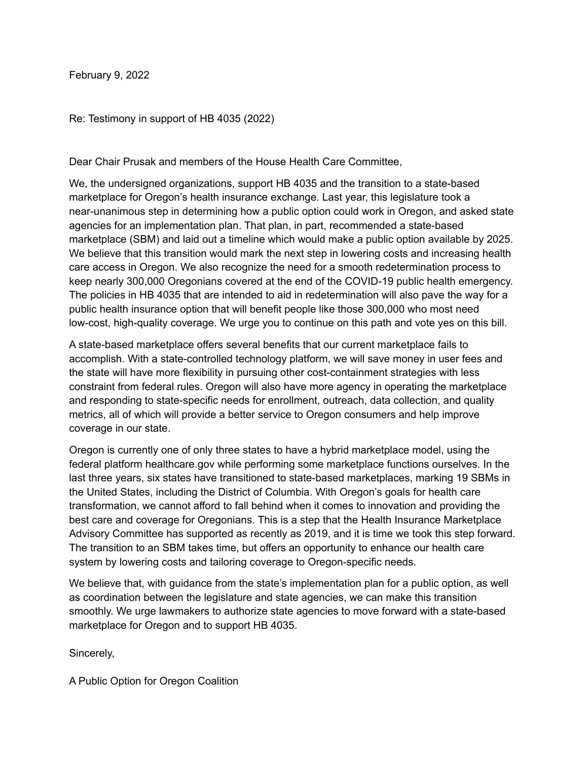February 9, 2022

Re: Testimony in support of HB 4035 (2022)

Dear Chair Prusak and members of the House Health Care Committee,

We, the undersigned organizations, support HB 4035 and the transition to a state-based marketplace for Oregon's health insurance exchange. Last year, this legislature took a near-unanimous step in determining how a public option could work in Oregon, and asked state agencies for an implementation plan. That plan, in part, recommended a state-based marketplace (SBM) and laid out a timeline which would make a public option available by 2025. We believe that this transition would mark the next step in lowering costs and increasing health care access in Oregon. We also recognize the need for a smooth redetermination process to keep nearly 300,000 Oregonians covered at the end of the COVID-19 public health emergency. The policies in HB 4035 that are intended to aid in redetermination will also pave the way for a public health insurance option that will benefit people like those 300,000 who most need low-cost, high-quality coverage. We urge you to continue on this path and vote yes on this bill.

A state-based marketplace offers several benefits that our current marketplace fails to accomplish. With a state-controlled technology platform, we will save money in user fees and the state will have more flexibility in pursuing other cost-containment strategies with less constraint from federal rules. Oregon will also have more agency in operating the marketplace and responding to state-specific needs for enrollment, outreach, data collection, and quality metrics, all of which will provide a better service to Oregon consumers and help improve coverage in our state.

Oregon is currently one of only three states to have a hybrid marketplace model, using the federal platform healthcare.gov while performing some marketplace functions ourselves. In the last three years, six states have transitioned to state-based marketplaces, marking 19 SBMs in the United States, including the District of Columbia. With Oregon's goals for health care transformation, we cannot afford to fall behind when it comes to innovation and providing the best care and coverage for Oregonians. This is a step that the Health Insurance Marketplace Advisory Committee has supported as recently as 2019, and it is time we took this step forward. The transition to an SBM takes time, but offers an opportunity to enhance our health care system by lowering costs and tailoring coverage to Oregon-specific needs.

We believe that, with guidance from the state's implementation plan for a public option, as well as coordination between the legislature and state agencies, we can make this transition smoothly. We urge lawmakers to authorize state agencies to move forward with a state-based marketplace for Oregon and to support HB 4035.

Sincerely,

A Public Option for Oregon Coalition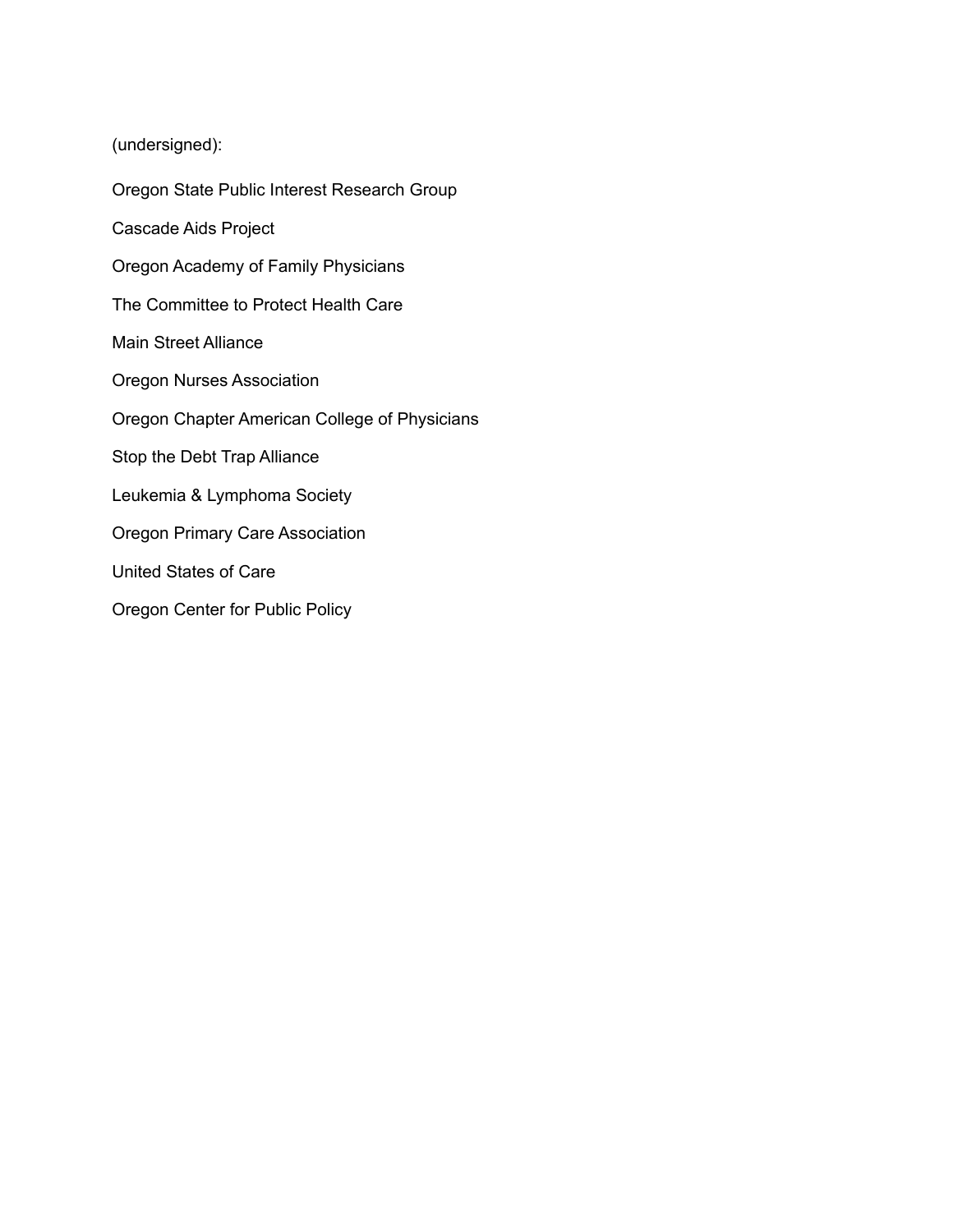(undersigned):

Oregon State Public Interest Research Group

Cascade Aids Project

Oregon Academy of Family Physicians

The Committee to Protect Health Care

Main Street Alliance

Oregon Nurses Association

Oregon Chapter American College of Physicians

Stop the Debt Trap Alliance

Leukemia & Lymphoma Society

Oregon Primary Care Association

United States of Care

Oregon Center for Public Policy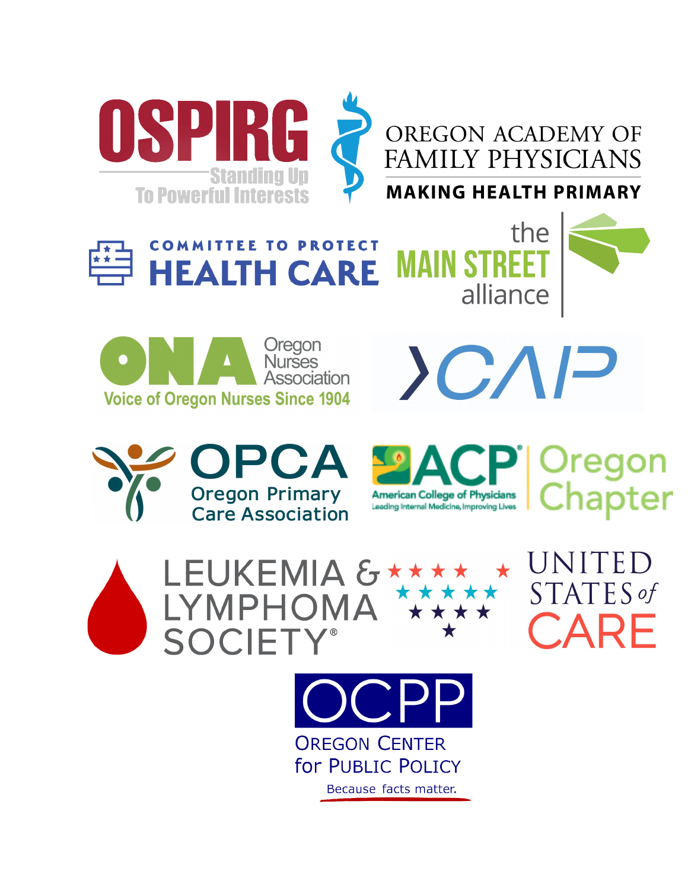OSPIRG
Standing Up To Powerful Interests

OREGON ACADEMY OF FAMILY PHYSICIANS
MAKING HEALTH PRIMARY

COMMITTEE TO PROTECT HEALTH CARE

the MAIN STREET alliance

ONA Oregon Nurses Association
Voice of Oregon Nurses Since 1904

CAP

OPCA
Oregon Primary Care Association

ACP American College of Physicians
Leading Internal Medicine, Improving Lives
Oregon Chapter

LEUKEMIA & LYMPHOMA SOCIETY®

UNITED STATES of CARE

OCPP
OREGON CENTER for PUBLIC POLICY
Because facts matter.